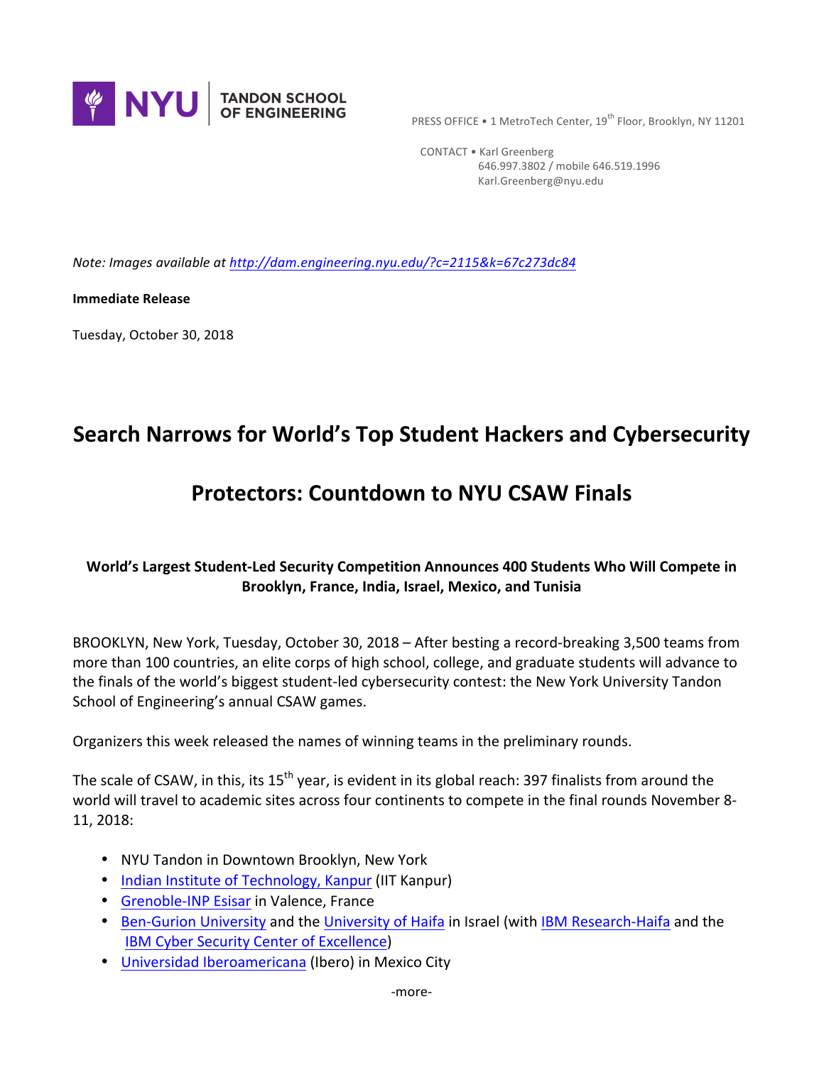NYU | TANDON SCHOOL OF ENGINEERING

PRESS OFFICE • 1 MetroTech Center, 19th Floor, Brooklyn, NY 11201

CONTACT • Karl Greenberg
646.997.3802 / mobile 646.519.1996
Karl.Greenberg@nyu.edu

*Note: Images available at [http://dam.engineering.nyu.edu/?c=2115&k=67c273dc84](http://dam.engineering.nyu.edu/?c=2115&k=67c273dc84)*

**Immediate Release**

Tuesday, October 30, 2018

# Search Narrows for World's Top Student Hackers and Cybersecurity Protectors: Countdown to NYU CSAW Finals

**World's Largest Student-Led Security Competition Announces 400 Students Who Will Compete in Brooklyn, France, India, Israel, Mexico, and Tunisia**

BROOKLYN, New York, Tuesday, October 30, 2018 – After besting a record-breaking 3,500 teams from more than 100 countries, an elite corps of high school, college, and graduate students will advance to the finals of the world's biggest student-led cybersecurity contest: the New York University Tandon School of Engineering's annual CSAW games.

Organizers this week released the names of winning teams in the preliminary rounds.

The scale of CSAW, in this, its 15th year, is evident in its global reach: 397 finalists from around the world will travel to academic sites across four continents to compete in the final rounds November 8-11, 2018:

- NYU Tandon in Downtown Brooklyn, New York
- Indian Institute of Technology, Kanpur (IIT Kanpur)
- Grenoble-INP Esisar in Valence, France
- Ben-Gurion University and the University of Haifa in Israel (with IBM Research-Haifa and the IBM Cyber Security Center of Excellence)
- Universidad Iberoamericana (Ibero) in Mexico City

-more-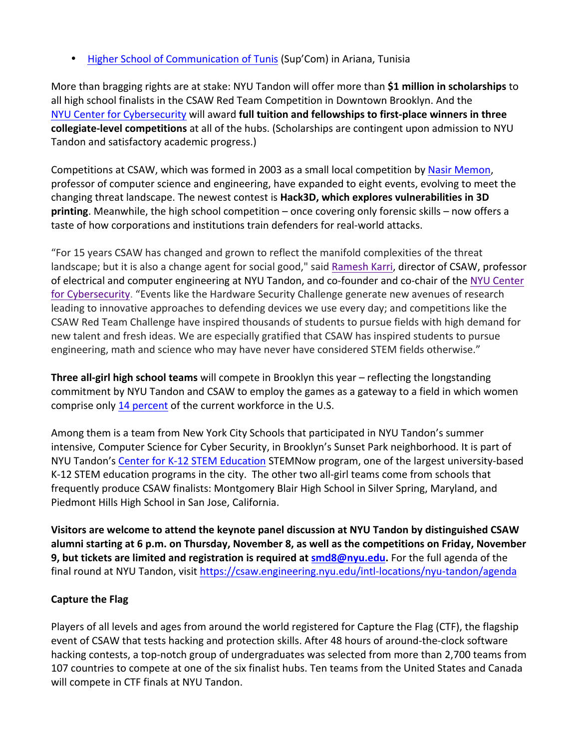- Higher School of Communication of Tunis (Sup'Com) in Ariana, Tunisia

More than bragging rights are at stake: NYU Tandon will offer more than **$1 million in scholarships** to all high school finalists in the CSAW Red Team Competition in Downtown Brooklyn. And the NYU Center for Cybersecurity will award **full tuition and fellowships to first-place winners in three collegiate-level competitions** at all of the hubs. (Scholarships are contingent upon admission to NYU Tandon and satisfactory academic progress.)

Competitions at CSAW, which was formed in 2003 as a small local competition by Nasir Memon, professor of computer science and engineering, have expanded to eight events, evolving to meet the changing threat landscape. The newest contest is **Hack3D, which explores vulnerabilities in 3D printing**. Meanwhile, the high school competition – once covering only forensic skills – now offers a taste of how corporations and institutions train defenders for real-world attacks.

"For 15 years CSAW has changed and grown to reflect the manifold complexities of the threat landscape; but it is also a change agent for social good," said Ramesh Karri, director of CSAW, professor of electrical and computer engineering at NYU Tandon, and co-founder and co-chair of the NYU Center for Cybersecurity. "Events like the Hardware Security Challenge generate new avenues of research leading to innovative approaches to defending devices we use every day; and competitions like the CSAW Red Team Challenge have inspired thousands of students to pursue fields with high demand for new talent and fresh ideas. We are especially gratified that CSAW has inspired students to pursue engineering, math and science who may have never have considered STEM fields otherwise."

**Three all-girl high school teams** will compete in Brooklyn this year – reflecting the longstanding commitment by NYU Tandon and CSAW to employ the games as a gateway to a field in which women comprise only 14 percent of the current workforce in the U.S.

Among them is a team from New York City Schools that participated in NYU Tandon's summer intensive, Computer Science for Cyber Security, in Brooklyn's Sunset Park neighborhood. It is part of NYU Tandon's Center for K-12 STEM Education STEMNow program, one of the largest university-based K-12 STEM education programs in the city. The other two all-girl teams come from schools that frequently produce CSAW finalists: Montgomery Blair High School in Silver Spring, Maryland, and Piedmont Hills High School in San Jose, California.

**Visitors are welcome to attend the keynote panel discussion at NYU Tandon by distinguished CSAW alumni starting at 6 p.m. on Thursday, November 8, as well as the competitions on Friday, November 9, but tickets are limited and registration is required at smd8@nyu.edu.** For the full agenda of the final round at NYU Tandon, visit https://csaw.engineering.nyu.edu/intl-locations/nyu-tandon/agenda

**Capture the Flag**

Players of all levels and ages from around the world registered for Capture the Flag (CTF), the flagship event of CSAW that tests hacking and protection skills. After 48 hours of around-the-clock software hacking contests, a top-notch group of undergraduates was selected from more than 2,700 teams from 107 countries to compete at one of the six finalist hubs. Ten teams from the United States and Canada will compete in CTF finals at NYU Tandon.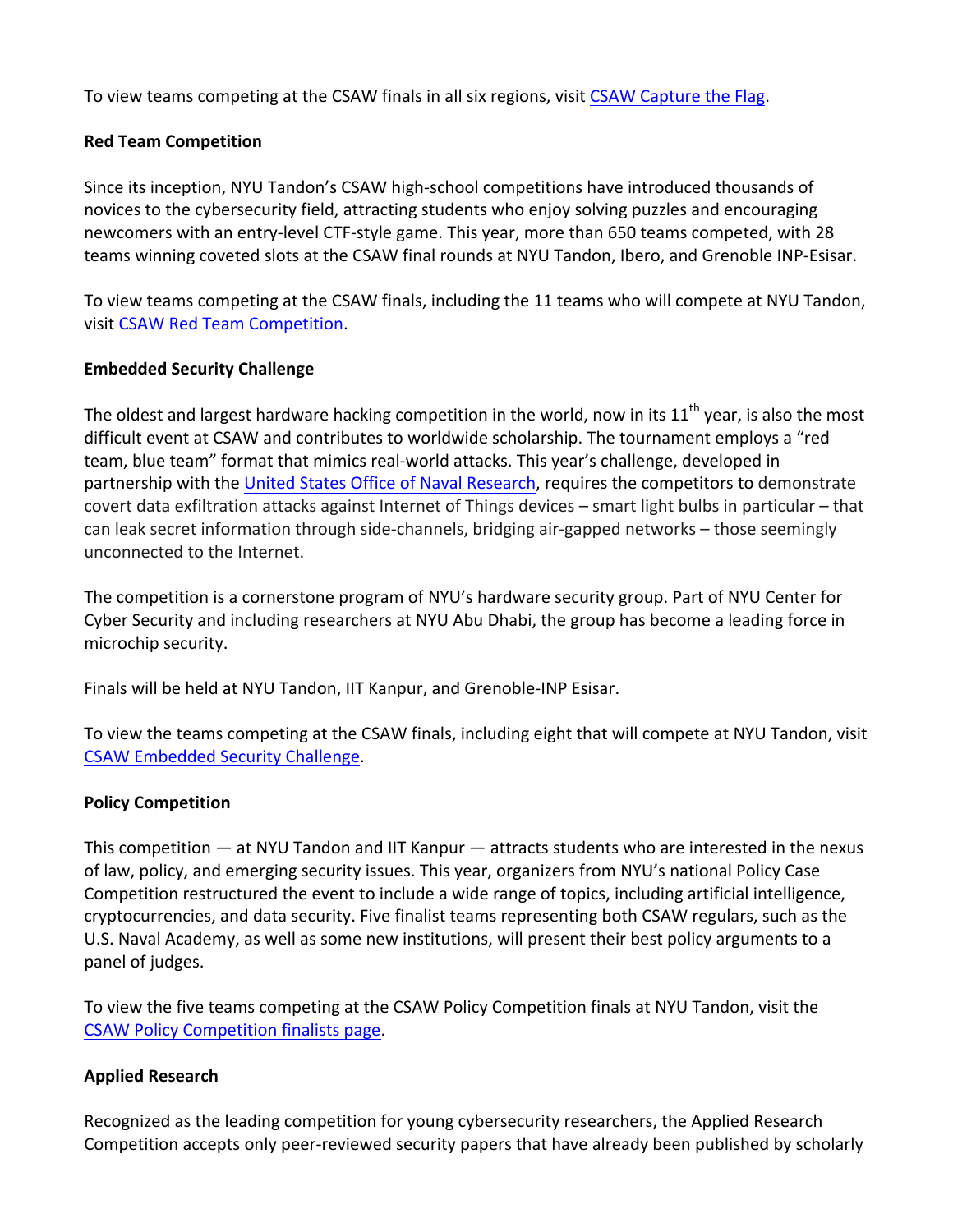To view teams competing at the CSAW finals in all six regions, visit [CSAW Capture the Flag](#).

**Red Team Competition**

Since its inception, NYU Tandon's CSAW high-school competitions have introduced thousands of novices to the cybersecurity field, attracting students who enjoy solving puzzles and encouraging newcomers with an entry-level CTF-style game. This year, more than 650 teams competed, with 28 teams winning coveted slots at the CSAW final rounds at NYU Tandon, Ibero, and Grenoble INP-Esisar.

To view teams competing at the CSAW finals, including the 11 teams who will compete at NYU Tandon, visit [CSAW Red Team Competition](#).

**Embedded Security Challenge**

The oldest and largest hardware hacking competition in the world, now in its 11th year, is also the most difficult event at CSAW and contributes to worldwide scholarship. The tournament employs a "red team, blue team" format that mimics real-world attacks. This year's challenge, developed in partnership with the [United States Office of Naval Research](#), requires the competitors to demonstrate covert data exfiltration attacks against Internet of Things devices – smart light bulbs in particular – that can leak secret information through side-channels, bridging air-gapped networks – those seemingly unconnected to the Internet.

The competition is a cornerstone program of NYU's hardware security group. Part of NYU Center for Cyber Security and including researchers at NYU Abu Dhabi, the group has become a leading force in microchip security.

Finals will be held at NYU Tandon, IIT Kanpur, and Grenoble-INP Esisar.

To view the teams competing at the CSAW finals, including eight that will compete at NYU Tandon, visit [CSAW Embedded Security Challenge](#).

**Policy Competition**

This competition — at NYU Tandon and IIT Kanpur — attracts students who are interested in the nexus of law, policy, and emerging security issues. This year, organizers from NYU's national Policy Case Competition restructured the event to include a wide range of topics, including artificial intelligence, cryptocurrencies, and data security. Five finalist teams representing both CSAW regulars, such as the U.S. Naval Academy, as well as some new institutions, will present their best policy arguments to a panel of judges.

To view the five teams competing at the CSAW Policy Competition finals at NYU Tandon, visit the [CSAW Policy Competition finalists page](#).

**Applied Research**

Recognized as the leading competition for young cybersecurity researchers, the Applied Research Competition accepts only peer-reviewed security papers that have already been published by scholarly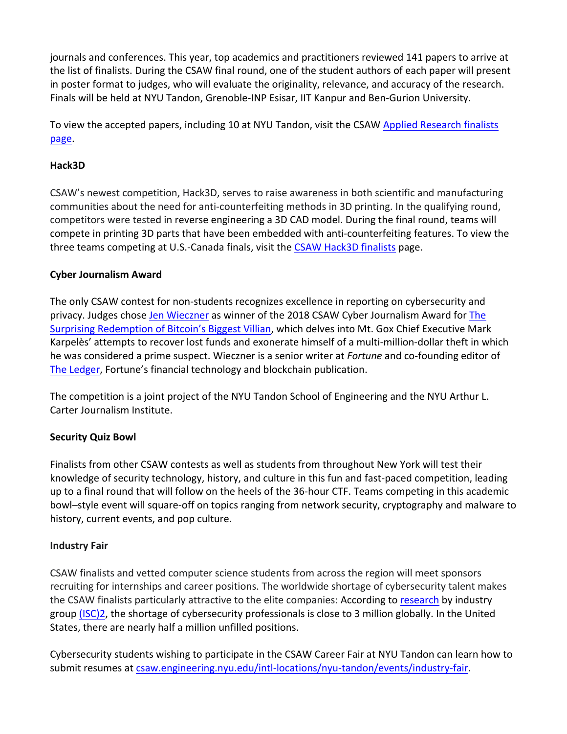journals and conferences. This year, top academics and practitioners reviewed 141 papers to arrive at the list of finalists. During the CSAW final round, one of the student authors of each paper will present in poster format to judges, who will evaluate the originality, relevance, and accuracy of the research. Finals will be held at NYU Tandon, Grenoble-INP Esisar, IIT Kanpur and Ben-Gurion University.

To view the accepted papers, including 10 at NYU Tandon, visit the CSAW Applied Research finalists page.

**Hack3D**

CSAW's newest competition, Hack3D, serves to raise awareness in both scientific and manufacturing communities about the need for anti-counterfeiting methods in 3D printing. In the qualifying round, competitors were tested in reverse engineering a 3D CAD model. During the final round, teams will compete in printing 3D parts that have been embedded with anti-counterfeiting features. To view the three teams competing at U.S.-Canada finals, visit the CSAW Hack3D finalists page.

**Cyber Journalism Award**

The only CSAW contest for non-students recognizes excellence in reporting on cybersecurity and privacy. Judges chose Jen Wieczner as winner of the 2018 CSAW Cyber Journalism Award for The Surprising Redemption of Bitcoin's Biggest Villian, which delves into Mt. Gox Chief Executive Mark Karpelès' attempts to recover lost funds and exonerate himself of a multi-million-dollar theft in which he was considered a prime suspect. Wieczner is a senior writer at *Fortune* and co-founding editor of The Ledger, Fortune's financial technology and blockchain publication.

The competition is a joint project of the NYU Tandon School of Engineering and the NYU Arthur L. Carter Journalism Institute.

**Security Quiz Bowl**

Finalists from other CSAW contests as well as students from throughout New York will test their knowledge of security technology, history, and culture in this fun and fast-paced competition, leading up to a final round that will follow on the heels of the 36-hour CTF. Teams competing in this academic bowl–style event will square-off on topics ranging from network security, cryptography and malware to history, current events, and pop culture.

**Industry Fair**

CSAW finalists and vetted computer science students from across the region will meet sponsors recruiting for internships and career positions. The worldwide shortage of cybersecurity talent makes the CSAW finalists particularly attractive to the elite companies: According to research by industry group (ISC)2, the shortage of cybersecurity professionals is close to 3 million globally. In the United States, there are nearly half a million unfilled positions.

Cybersecurity students wishing to participate in the CSAW Career Fair at NYU Tandon can learn how to submit resumes at csaw.engineering.nyu.edu/intl-locations/nyu-tandon/events/industry-fair.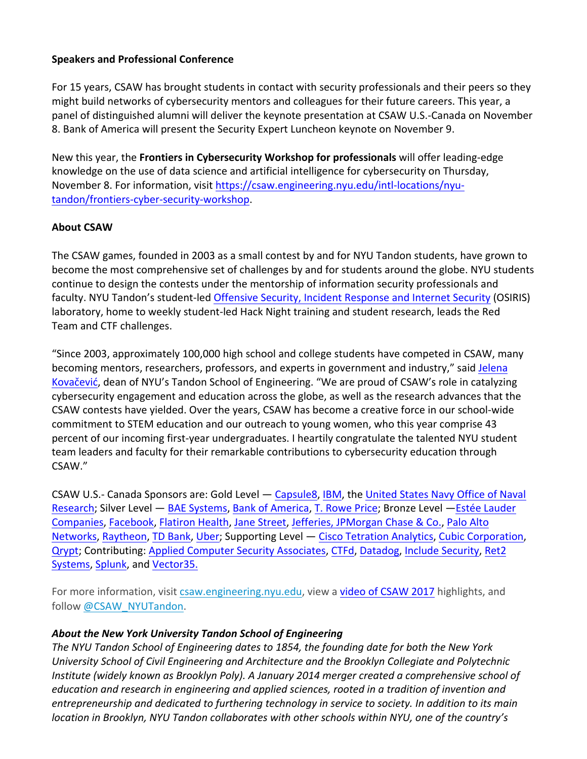**Speakers and Professional Conference**

For 15 years, CSAW has brought students in contact with security professionals and their peers so they might build networks of cybersecurity mentors and colleagues for their future careers. This year, a panel of distinguished alumni will deliver the keynote presentation at CSAW U.S.-Canada on November 8. Bank of America will present the Security Expert Luncheon keynote on November 9.

New this year, the **Frontiers in Cybersecurity Workshop for professionals** will offer leading-edge knowledge on the use of data science and artificial intelligence for cybersecurity on Thursday, November 8. For information, visit https://csaw.engineering.nyu.edu/intl-locations/nyu-tandon/frontiers-cyber-security-workshop.

**About CSAW**

The CSAW games, founded in 2003 as a small contest by and for NYU Tandon students, have grown to become the most comprehensive set of challenges by and for students around the globe. NYU students continue to design the contests under the mentorship of information security professionals and faculty. NYU Tandon's student-led Offensive Security, Incident Response and Internet Security (OSIRIS) laboratory, home to weekly student-led Hack Night training and student research, leads the Red Team and CTF challenges.

"Since 2003, approximately 100,000 high school and college students have competed in CSAW, many becoming mentors, researchers, professors, and experts in government and industry," said Jelena Kovačević, dean of NYU's Tandon School of Engineering. "We are proud of CSAW's role in catalyzing cybersecurity engagement and education across the globe, as well as the research advances that the CSAW contests have yielded. Over the years, CSAW has become a creative force in our school-wide commitment to STEM education and our outreach to young women, who this year comprise 43 percent of our incoming first-year undergraduates. I heartily congratulate the talented NYU student team leaders and faculty for their remarkable contributions to cybersecurity education through CSAW."

CSAW U.S.- Canada Sponsors are: Gold Level — Capsule8, IBM, the United States Navy Office of Naval Research; Silver Level — BAE Systems, Bank of America, T. Rowe Price; Bronze Level —Estée Lauder Companies, Facebook, Flatiron Health, Jane Street, Jefferies, JPMorgan Chase & Co., Palo Alto Networks, Raytheon, TD Bank, Uber; Supporting Level — Cisco Tetration Analytics, Cubic Corporation, Qrypt; Contributing: Applied Computer Security Associates, CTFd, Datadog, Include Security, Ret2 Systems, Splunk, and Vector35.

For more information, visit csaw.engineering.nyu.edu, view a video of CSAW 2017 highlights, and follow @CSAW_NYUTandon.

***About the New York University Tandon School of Engineering***

*The NYU Tandon School of Engineering dates to 1854, the founding date for both the New York University School of Civil Engineering and Architecture and the Brooklyn Collegiate and Polytechnic Institute (widely known as Brooklyn Poly). A January 2014 merger created a comprehensive school of education and research in engineering and applied sciences, rooted in a tradition of invention and entrepreneurship and dedicated to furthering technology in service to society. In addition to its main location in Brooklyn, NYU Tandon collaborates with other schools within NYU, one of the country's*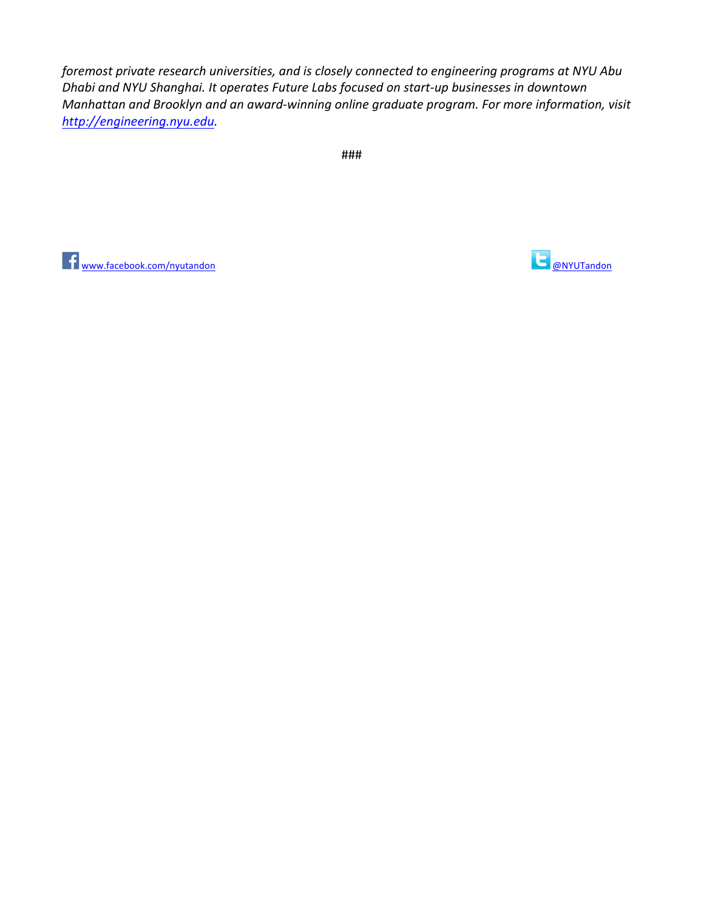*foremost private research universities, and is closely connected to engineering programs at NYU Abu Dhabi and NYU Shanghai. It operates Future Labs focused on start-up businesses in downtown Manhattan and Brooklyn and an award-winning online graduate program. For more information, visit [http://engineering.nyu.edu](http://engineering.nyu.edu).*

###

[www.facebook.com/nyutandon](http://www.facebook.com/nyutandon) [@NYUTandon](https://twitter.com/NYUTandon)